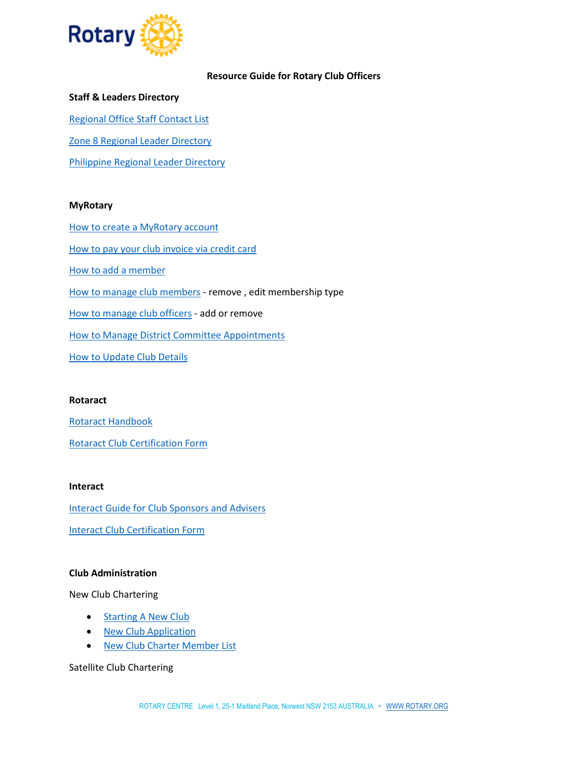# Resource Guide for Rotary Club Officers

## Staff & Leaders Directory

Regional Office Staff Contact List

Zone 8 Regional Leader Directory

Philippine Regional Leader Directory

## MyRotary

How to create a MyRotary account

How to pay your club invoice via credit card

How to add a member

How to manage club members - remove , edit membership type

How to manage club officers - add or remove

How to Manage District Committee Appointments

How to Update Club Details

## Rotaract

Rotaract Handbook

Rotaract Club Certification Form

## Interact

Interact Guide for Club Sponsors and Advisers

Interact Club Certification Form

## Club Administration

New Club Chartering

- Starting A New Club
- New Club Application
- New Club Charter Member List

Satellite Club Chartering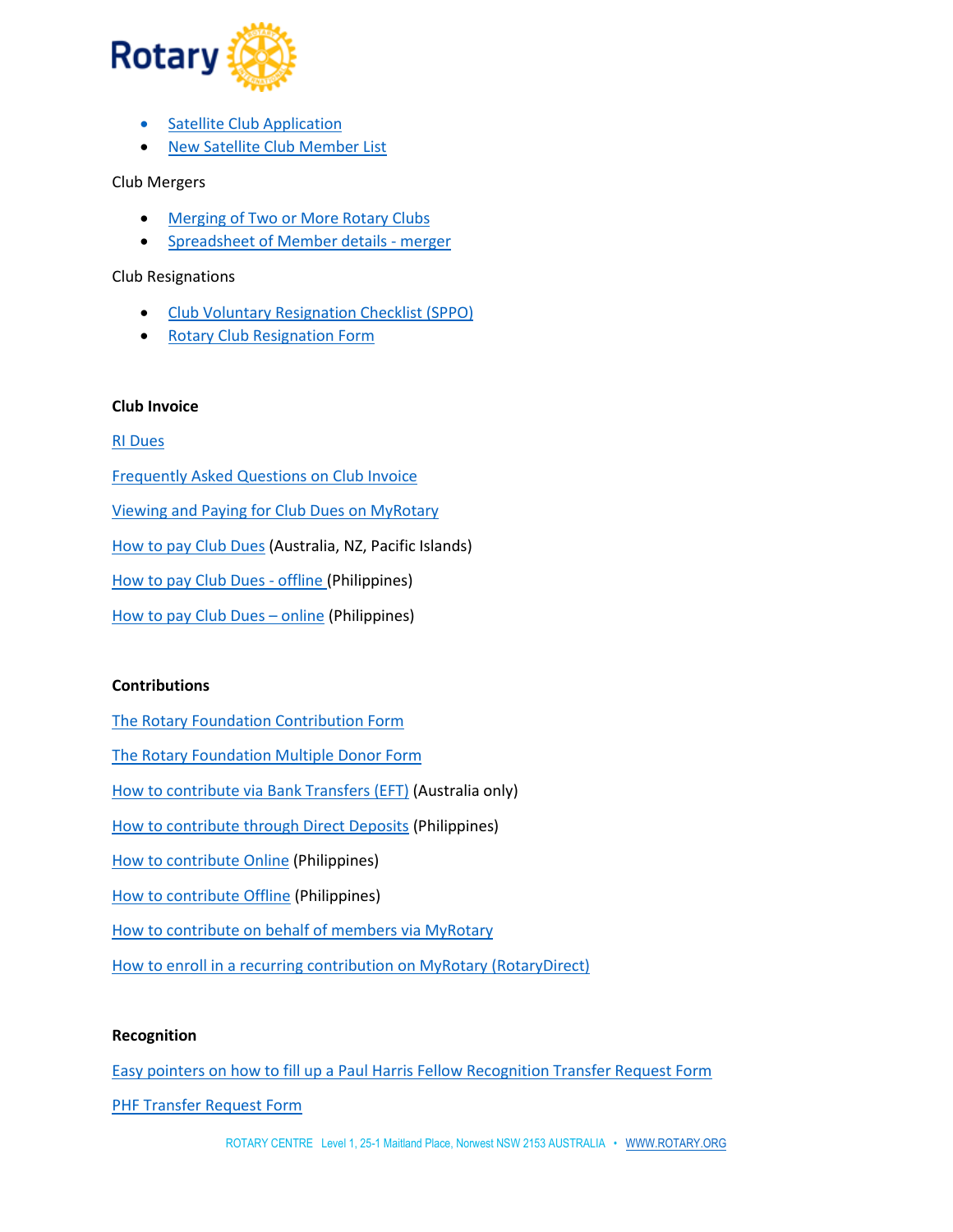- Satellite Club Application
- New Satellite Club Member List

Club Mergers

- Merging of Two or More Rotary Clubs
- Spreadsheet of Member details - merger

Club Resignations

- Club Voluntary Resignation Checklist (SPPO)
- Rotary Club Resignation Form

**Club Invoice**

RI Dues

Frequently Asked Questions on Club Invoice

Viewing and Paying for Club Dues on MyRotary

How to pay Club Dues (Australia, NZ, Pacific Islands)

How to pay Club Dues - offline (Philippines)

How to pay Club Dues – online (Philippines)

**Contributions**

The Rotary Foundation Contribution Form

The Rotary Foundation Multiple Donor Form

How to contribute via Bank Transfers (EFT) (Australia only)

How to contribute through Direct Deposits (Philippines)

How to contribute Online (Philippines)

How to contribute Offline (Philippines)

How to contribute on behalf of members via MyRotary

How to enroll in a recurring contribution on MyRotary (RotaryDirect)

**Recognition**

Easy pointers on how to fill up a Paul Harris Fellow Recognition Transfer Request Form

PHF Transfer Request Form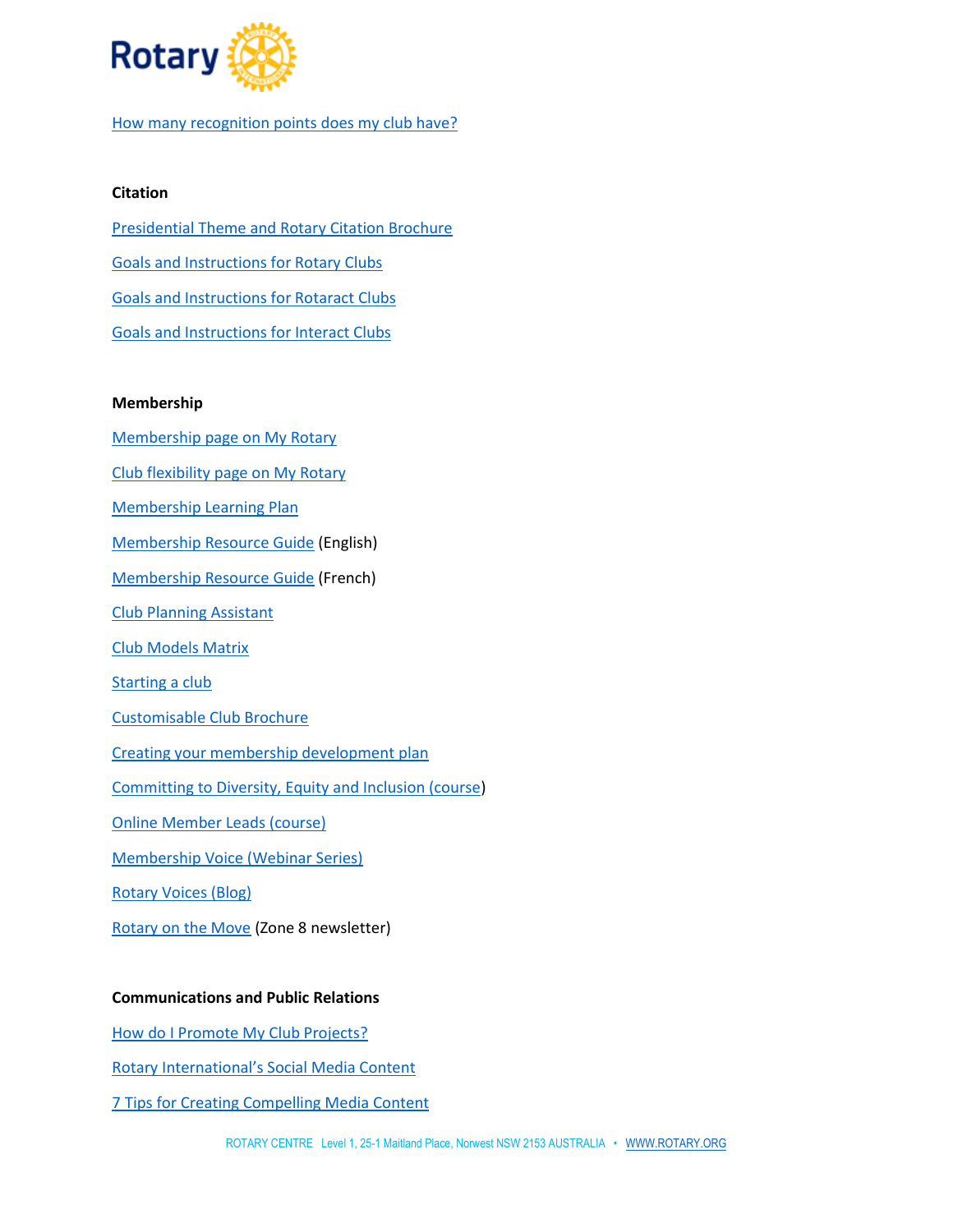How many recognition points does my club have?

**Citation**

Presidential Theme and Rotary Citation Brochure

Goals and Instructions for Rotary Clubs

Goals and Instructions for Rotaract Clubs

Goals and Instructions for Interact Clubs

**Membership**

Membership page on My Rotary

Club flexibility page on My Rotary

Membership Learning Plan

Membership Resource Guide (English)

Membership Resource Guide (French)

Club Planning Assistant

Club Models Matrix

Starting a club

Customisable Club Brochure

Creating your membership development plan

Committing to Diversity, Equity and Inclusion (course)

Online Member Leads (course)

Membership Voice (Webinar Series)

Rotary Voices (Blog)

Rotary on the Move (Zone 8 newsletter)

**Communications and Public Relations**

How do I Promote My Club Projects?

Rotary International's Social Media Content

7 Tips for Creating Compelling Media Content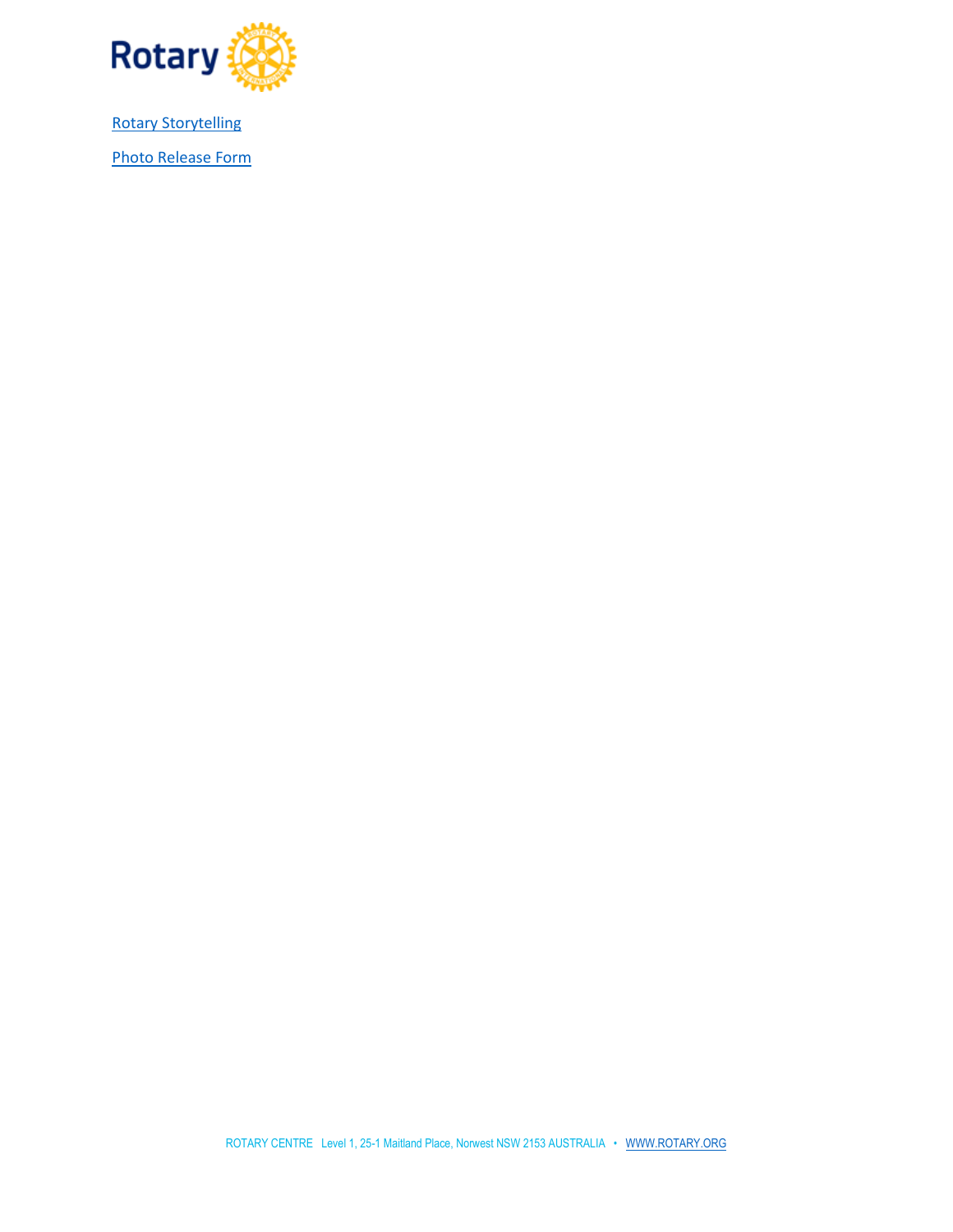Rotary Storytelling

Photo Release Form

ROTARY CENTRE Level 1, 25-1 Maitland Place, Norwest NSW 2153 AUSTRALIA • WWW.ROTARY.ORG